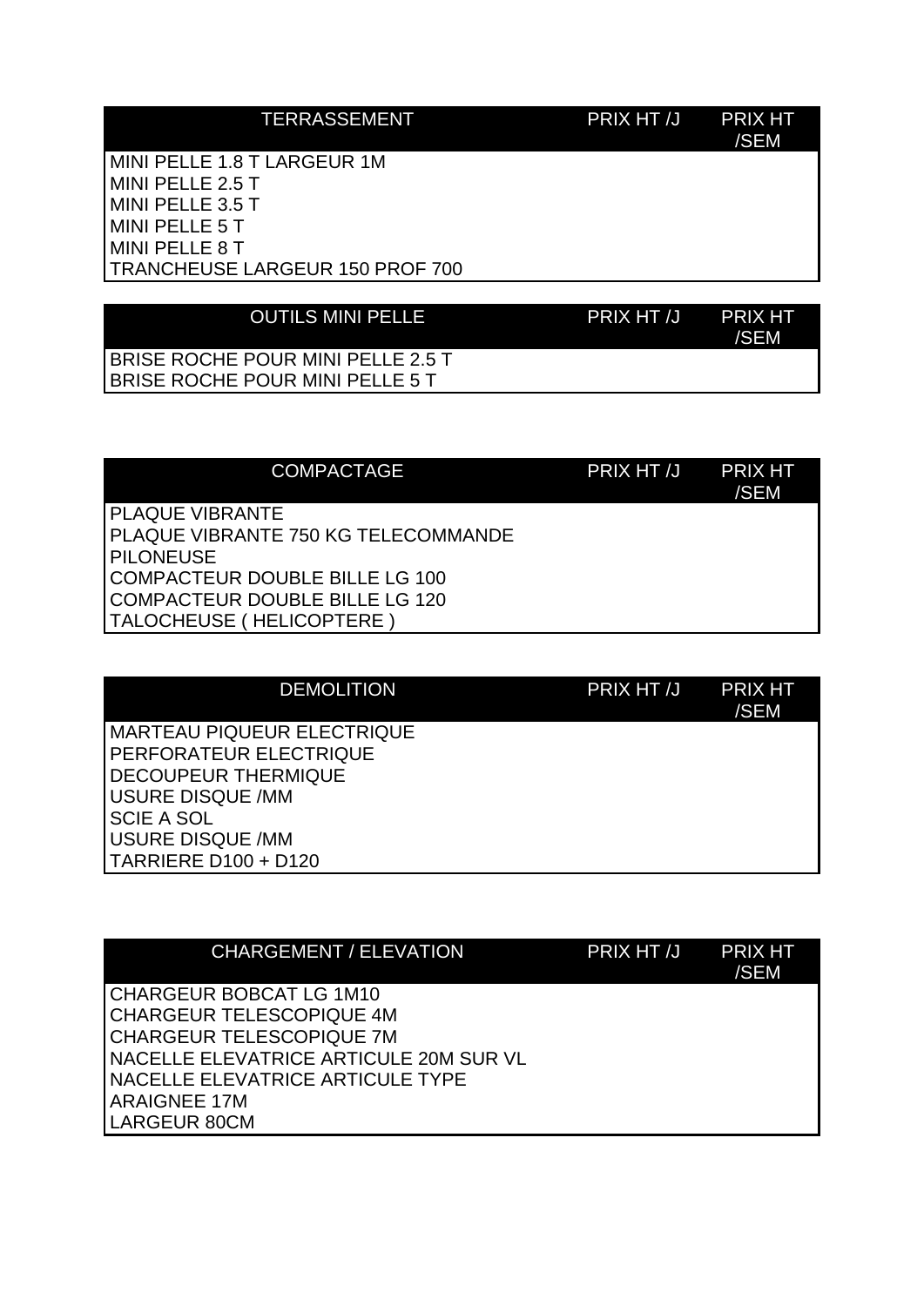| TERRASSEMENT | PRIX HT /J | PRIX HT /SEM |
|---|---|---|
| MINI PELLE 1.8 T LARGEUR 1M | | |
| MINI PELLE 2.5 T | | |
| MINI PELLE 3.5 T | | |
| MINI PELLE 5 T | | |
| MINI PELLE 8 T | | |
| TRANCHEUSE LARGEUR 150 PROF 700 | | |

| OUTILS MINI PELLE | PRIX HT /J | PRIX HT /SEM |
|---|---|---|
| BRISE ROCHE POUR MINI PELLE 2.5 T | | |
| BRISE ROCHE POUR MINI PELLE 5 T | | |

| COMPACTAGE | PRIX HT /J | PRIX HT /SEM |
|---|---|---|
| PLAQUE VIBRANTE | | |
| PLAQUE VIBRANTE 750 KG TELECOMMANDE | | |
| PILONEUSE | | |
| COMPACTEUR DOUBLE BILLE LG 100 | | |
| COMPACTEUR DOUBLE BILLE LG 120 | | |
| TALOCHEUSE ( HELICOPTERE ) | | |

| DEMOLITION | PRIX HT /J | PRIX HT /SEM |
|---|---|---|
| MARTEAU PIQUEUR ELECTRIQUE | | |
| PERFORATEUR ELECTRIQUE | | |
| DECOUPEUR THERMIQUE | | |
| USURE DISQUE /MM | | |
| SCIE A SOL | | |
| USURE DISQUE /MM | | |
| TARRIERE D100 + D120 | | |

| CHARGEMENT / ELEVATION | PRIX HT /J | PRIX HT /SEM |
|---|---|---|
| CHARGEUR BOBCAT LG 1M10 | | |
| CHARGEUR TELESCOPIQUE 4M | | |
| CHARGEUR TELESCOPIQUE 7M | | |
| NACELLE ELEVATRICE ARTICULE 20M SUR VL | | |
| NACELLE ELEVATRICE ARTICULE TYPE ARAIGNEE 17M LARGEUR 80CM | | |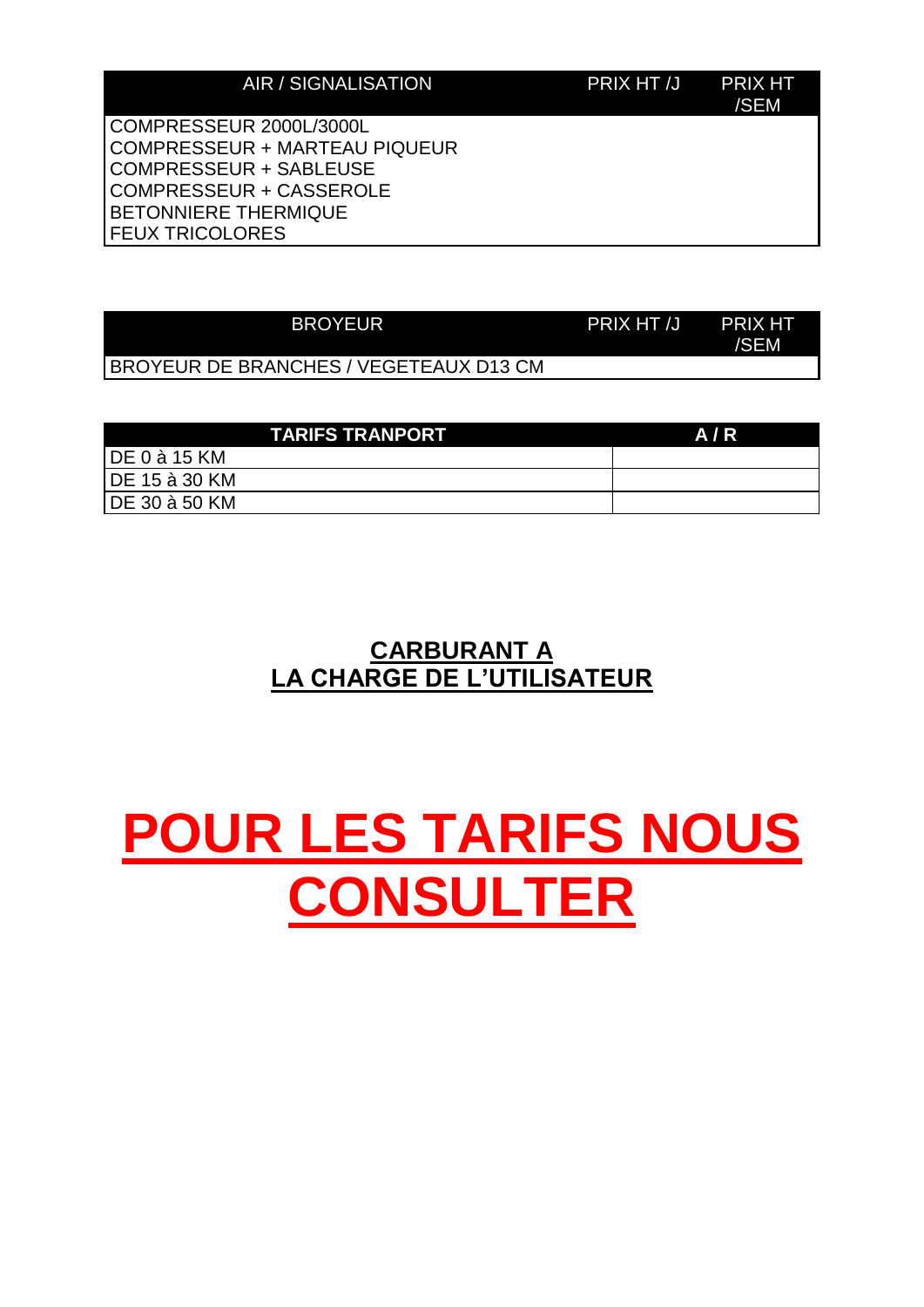| AIR / SIGNALISATION | PRIX HT /J | PRIX HT /SEM |
| --- | --- | --- |
| COMPRESSEUR 2000L/3000L | | |
| COMPRESSEUR + MARTEAU PIQUEUR | | |
| COMPRESSEUR + SABLEUSE | | |
| COMPRESSEUR + CASSEROLE | | |
| BETONNIERE THERMIQUE | | |
| FEUX TRICOLORES | | |

| BROYEUR | PRIX HT /J | PRIX HT /SEM |
| --- | --- | --- |
| BROYEUR DE BRANCHES / VEGETEAUX D13 CM | | |

| TARIFS TRANPORT | A / R |
| --- | --- |
| DE 0 à 15 KM | |
| DE 15 à 30 KM | |
| DE 30 à 50 KM | |

**CARBURANT A LA CHARGE DE L'UTILISATEUR**

# POUR LES TARIFS NOUS CONSULTER